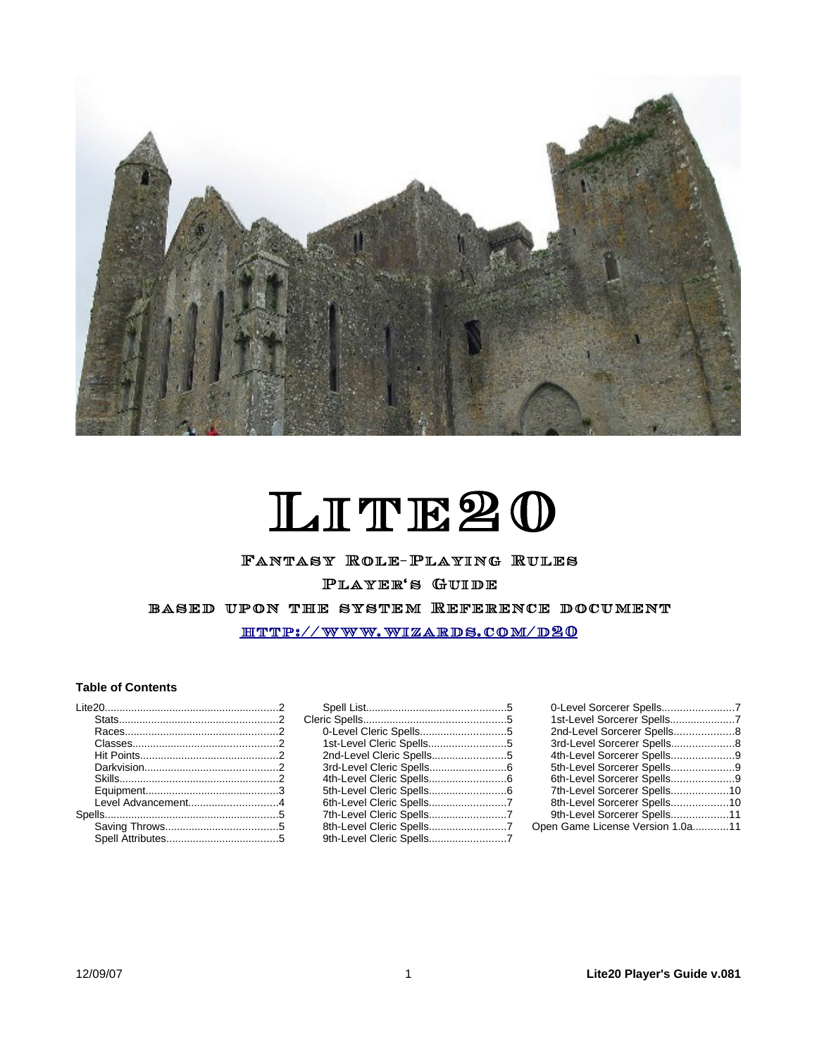# Lite20

## Fantasy Role-Playing Rules

## Player's Guide

## based upon the system Reference document

[http://www.wizards.com/d20](http://www.wizards.com/d20)

**Table of Contents**

- Lite20....................................................2
  - Stats....................................................2
  - Races....................................................2
  - Classes....................................................2
  - Hit Points....................................................2
  - Darkvision....................................................2
  - Skills....................................................2
  - Equipment....................................................3
  - Level Advancement....................................................4
- Spells....................................................5
  - Saving Throws....................................................5
  - Spell Attributes....................................................5
  - Spell List....................................................5
- Cleric Spells....................................................5
  - 0-Level Cleric Spells....................................................5
  - 1st-Level Cleric Spells....................................................5
  - 2nd-Level Cleric Spells....................................................5
  - 3rd-Level Cleric Spells....................................................6
  - 4th-Level Cleric Spells....................................................6
  - 5th-Level Cleric Spells....................................................6
  - 6th-Level Cleric Spells....................................................7
  - 7th-Level Cleric Spells....................................................7
  - 8th-Level Cleric Spells....................................................7
  - 9th-Level Cleric Spells....................................................7
  - 0-Level Sorcerer Spells....................................................7
  - 1st-Level Sorcerer Spells....................................................7
  - 2nd-Level Sorcerer Spells....................................................8
  - 3rd-Level Sorcerer Spells....................................................8
  - 4th-Level Sorcerer Spells....................................................9
  - 5th-Level Sorcerer Spells....................................................9
  - 6th-Level Sorcerer Spells....................................................9
  - 7th-Level Sorcerer Spells....................................................10
  - 8th-Level Sorcerer Spells....................................................10
  - 9th-Level Sorcerer Spells....................................................11
- Open Game License Version 1.0a....................................................11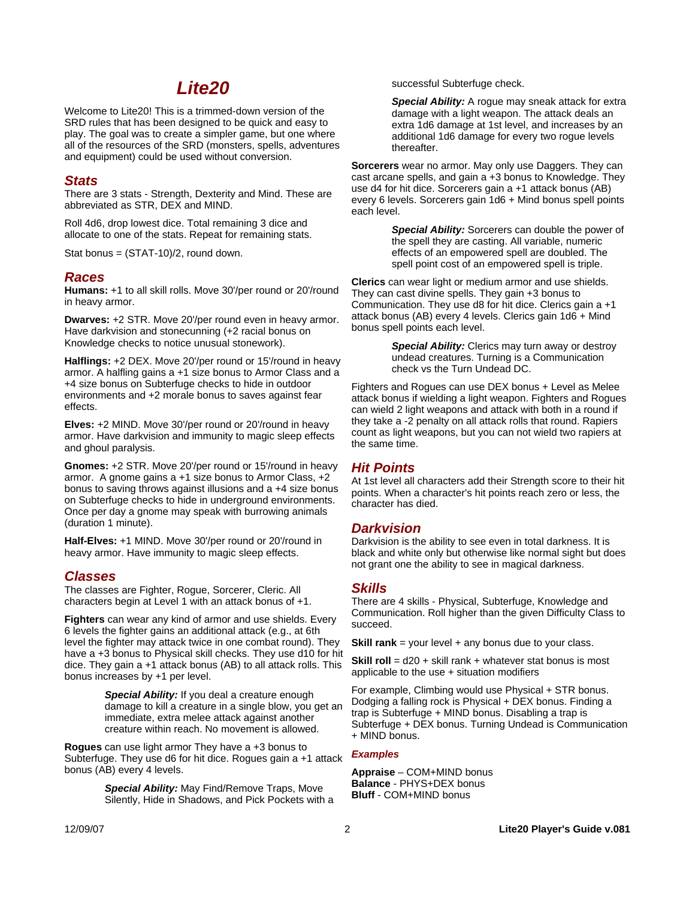# Lite20

Welcome to Lite20! This is a trimmed-down version of the SRD rules that has been designed to be quick and easy to play. The goal was to create a simpler game, but one where all of the resources of the SRD (monsters, spells, adventures and equipment) could be used without conversion.

## Stats

There are 3 stats - Strength, Dexterity and Mind. These are abbreviated as STR, DEX and MIND.

Roll 4d6, drop lowest dice. Total remaining 3 dice and allocate to one of the stats. Repeat for remaining stats.

Stat bonus = (STAT-10)/2, round down.

## Races

**Humans:** +1 to all skill rolls. Move 30'/per round or 20'/round in heavy armor.

**Dwarves:** +2 STR. Move 20'/per round even in heavy armor. Have darkvision and stonecunning (+2 racial bonus on Knowledge checks to notice unusual stonework).

**Halflings:** +2 DEX. Move 20'/per round or 15'/round in heavy armor. A halfling gains a +1 size bonus to Armor Class and a +4 size bonus on Subterfuge checks to hide in outdoor environments and +2 morale bonus to saves against fear effects.

**Elves:** +2 MIND. Move 30'/per round or 20'/round in heavy armor. Have darkvision and immunity to magic sleep effects and ghoul paralysis.

**Gnomes:** +2 STR. Move 20'/per round or 15'/round in heavy armor. A gnome gains a +1 size bonus to Armor Class, +2 bonus to saving throws against illusions and a +4 size bonus on Subterfuge checks to hide in underground environments. Once per day a gnome may speak with burrowing animals (duration 1 minute).

**Half-Elves:** +1 MIND. Move 30'/per round or 20'/round in heavy armor. Have immunity to magic sleep effects.

## Classes

The classes are Fighter, Rogue, Sorcerer, Cleric. All characters begin at Level 1 with an attack bonus of +1.

**Fighters** can wear any kind of armor and use shields. Every 6 levels the fighter gains an additional attack (e.g., at 6th level the fighter may attack twice in one combat round). They have a +3 bonus to Physical skill checks. They use d10 for hit dice. They gain a +1 attack bonus (AB) to all attack rolls. This bonus increases by +1 per level.

> ***Special Ability:*** If you deal a creature enough damage to kill a creature in a single blow, you get an immediate, extra melee attack against another creature within reach. No movement is allowed.

**Rogues** can use light armor They have a +3 bonus to Subterfuge. They use d6 for hit dice. Rogues gain a +1 attack bonus (AB) every 4 levels.

> ***Special Ability:*** May Find/Remove Traps, Move Silently, Hide in Shadows, and Pick Pockets with a successful Subterfuge check.
>
> ***Special Ability:*** A rogue may sneak attack for extra damage with a light weapon. The attack deals an extra 1d6 damage at 1st level, and increases by an additional 1d6 damage for every two rogue levels thereafter.

**Sorcerers** wear no armor. May only use Daggers. They can cast arcane spells, and gain a +3 bonus to Knowledge. They use d4 for hit dice. Sorcerers gain a +1 attack bonus (AB) every 6 levels. Sorcerers gain 1d6 + Mind bonus spell points each level.

> ***Special Ability:*** Sorcerers can double the power of the spell they are casting. All variable, numeric effects of an empowered spell are doubled. The spell point cost of an empowered spell is triple.

**Clerics** can wear light or medium armor and use shields. They can cast divine spells. They gain +3 bonus to Communication. They use d8 for hit dice. Clerics gain a +1 attack bonus (AB) every 4 levels. Clerics gain 1d6 + Mind bonus spell points each level.

> ***Special Ability:*** Clerics may turn away or destroy undead creatures. Turning is a Communication check vs the Turn Undead DC.

Fighters and Rogues can use DEX bonus + Level as Melee attack bonus if wielding a light weapon. Fighters and Rogues can wield 2 light weapons and attack with both in a round if they take a -2 penalty on all attack rolls that round. Rapiers count as light weapons, but you can not wield two rapiers at the same time.

## Hit Points

At 1st level all characters add their Strength score to their hit points. When a character's hit points reach zero or less, the character has died.

## Darkvision

Darkvision is the ability to see even in total darkness. It is black and white only but otherwise like normal sight but does not grant one the ability to see in magical darkness.

## Skills

There are 4 skills - Physical, Subterfuge, Knowledge and Communication. Roll higher than the given Difficulty Class to succeed.

**Skill rank** = your level + any bonus due to your class.

**Skill roll** = d20 + skill rank + whatever stat bonus is most applicable to the use + situation modifiers

For example, Climbing would use Physical + STR bonus. Dodging a falling rock is Physical + DEX bonus. Finding a trap is Subterfuge + MIND bonus. Disabling a trap is Subterfuge + DEX bonus. Turning Undead is Communication + MIND bonus.

### *Examples*

**Appraise** – COM+MIND bonus
**Balance** - PHYS+DEX bonus
**Bluff** - COM+MIND bonus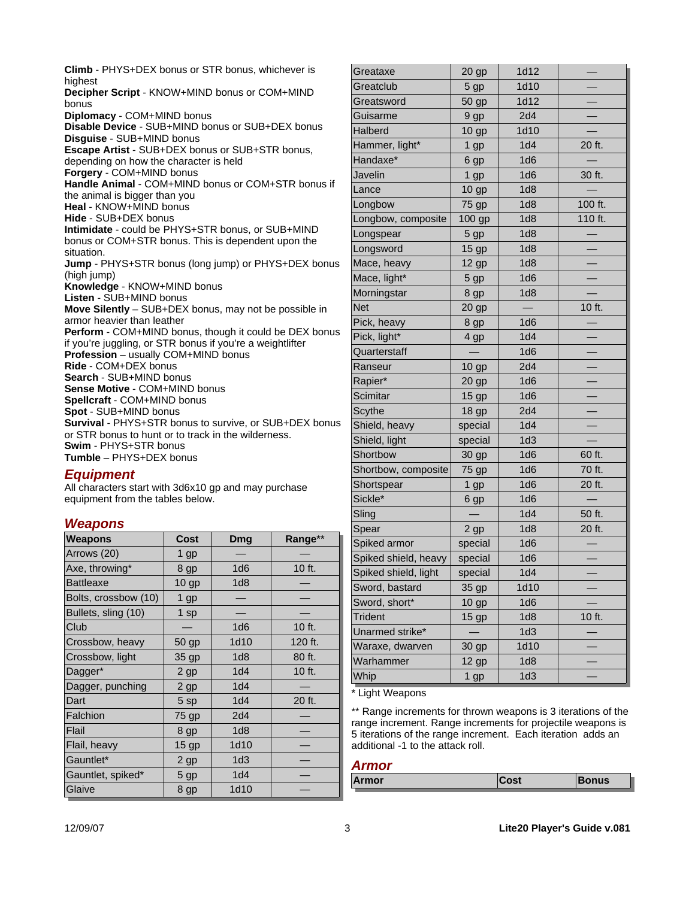**Climb** - PHYS+DEX bonus or STR bonus, whichever is highest
**Decipher Script** - KNOW+MIND bonus or COM+MIND bonus
**Diplomacy** - COM+MIND bonus
**Disable Device** - SUB+MIND bonus or SUB+DEX bonus
**Disguise** - SUB+MIND bonus
**Escape Artist** - SUB+DEX bonus or SUB+STR bonus, depending on how the character is held
**Forgery** - COM+MIND bonus
**Handle Animal** - COM+MIND bonus or COM+STR bonus if the animal is bigger than you
**Heal** - KNOW+MIND bonus
**Hide** - SUB+DEX bonus
**Intimidate** - could be PHYS+STR bonus, or SUB+MIND bonus or COM+STR bonus. This is dependent upon the situation.
**Jump** - PHYS+STR bonus (long jump) or PHYS+DEX bonus (high jump)
**Knowledge** - KNOW+MIND bonus
**Listen** - SUB+MIND bonus
**Move Silently** – SUB+DEX bonus, may not be possible in armor heavier than leather
**Perform** - COM+MIND bonus, though it could be DEX bonus if you're juggling, or STR bonus if you're a weightlifter
**Profession** – usually COM+MIND bonus
**Ride** - COM+DEX bonus
**Search** - SUB+MIND bonus
**Sense Motive** - COM+MIND bonus
**Spellcraft** - COM+MIND bonus
**Spot** - SUB+MIND bonus
**Survival** - PHYS+STR bonus to survive, or SUB+DEX bonus or STR bonus to hunt or to track in the wilderness.
**Swim** - PHYS+STR bonus
**Tumble** – PHYS+DEX bonus

## Equipment

All characters start with 3d6x10 gp and may purchase equipment from the tables below.

### Weapons

| Weapons | Cost | Dmg | Range** |
|---|---|---|---|
| Arrows (20) | 1 gp | — | — |
| Axe, throwing* | 8 gp | 1d6 | 10 ft. |
| Battleaxe | 10 gp | 1d8 | — |
| Bolts, crossbow (10) | 1 gp | — | — |
| Bullets, sling (10) | 1 sp | — | — |
| Club | — | 1d6 | 10 ft. |
| Crossbow, heavy | 50 gp | 1d10 | 120 ft. |
| Crossbow, light | 35 gp | 1d8 | 80 ft. |
| Dagger* | 2 gp | 1d4 | 10 ft. |
| Dagger, punching | 2 gp | 1d4 | — |
| Dart | 5 sp | 1d4 | 20 ft. |
| Falchion | 75 gp | 2d4 | — |
| Flail | 8 gp | 1d8 | — |
| Flail, heavy | 15 gp | 1d10 | — |
| Gauntlet* | 2 gp | 1d3 | — |
| Gauntlet, spiked* | 5 gp | 1d4 | — |
| Glaive | 8 gp | 1d10 | — |
| Greataxe | 20 gp | 1d12 | — |
| Greatclub | 5 gp | 1d10 | — |
| Greatsword | 50 gp | 1d12 | — |
| Guisarme | 9 gp | 2d4 | — |
| Halberd | 10 gp | 1d10 | — |
| Hammer, light* | 1 gp | 1d4 | 20 ft. |
| Handaxe* | 6 gp | 1d6 | — |
| Javelin | 1 gp | 1d6 | 30 ft. |
| Lance | 10 gp | 1d8 | — |
| Longbow | 75 gp | 1d8 | 100 ft. |
| Longbow, composite | 100 gp | 1d8 | 110 ft. |
| Longspear | 5 gp | 1d8 | — |
| Longsword | 15 gp | 1d8 | — |
| Mace, heavy | 12 gp | 1d8 | — |
| Mace, light* | 5 gp | 1d6 | — |
| Morningstar | 8 gp | 1d8 | — |
| Net | 20 gp | — | 10 ft. |
| Pick, heavy | 8 gp | 1d6 | — |
| Pick, light* | 4 gp | 1d4 | — |
| Quarterstaff | — | 1d6 | — |
| Ranseur | 10 gp | 2d4 | — |
| Rapier* | 20 gp | 1d6 | — |
| Scimitar | 15 gp | 1d6 | — |
| Scythe | 18 gp | 2d4 | — |
| Shield, heavy | special | 1d4 | — |
| Shield, light | special | 1d3 | — |
| Shortbow | 30 gp | 1d6 | 60 ft. |
| Shortbow, composite | 75 gp | 1d6 | 70 ft. |
| Shortspear | 1 gp | 1d6 | 20 ft. |
| Sickle* | 6 gp | 1d6 | — |
| Sling | — | 1d4 | 50 ft. |
| Spear | 2 gp | 1d8 | 20 ft. |
| Spiked armor | special | 1d6 | — |
| Spiked shield, heavy | special | 1d6 | — |
| Spiked shield, light | special | 1d4 | — |
| Sword, bastard | 35 gp | 1d10 | — |
| Sword, short* | 10 gp | 1d6 | — |
| Trident | 15 gp | 1d8 | 10 ft. |
| Unarmed strike* | — | 1d3 | — |
| Waraxe, dwarven | 30 gp | 1d10 | — |
| Warhammer | 12 gp | 1d8 | — |
| Whip | 1 gp | 1d3 | — |

* Light Weapons

** Range increments for thrown weapons is 3 iterations of the range increment. Range increments for projectile weapons is 5 iterations of the range increment. Each iteration adds an additional -1 to the attack roll.

### Armor

| Armor | Cost | Bonus |
|---|---|---|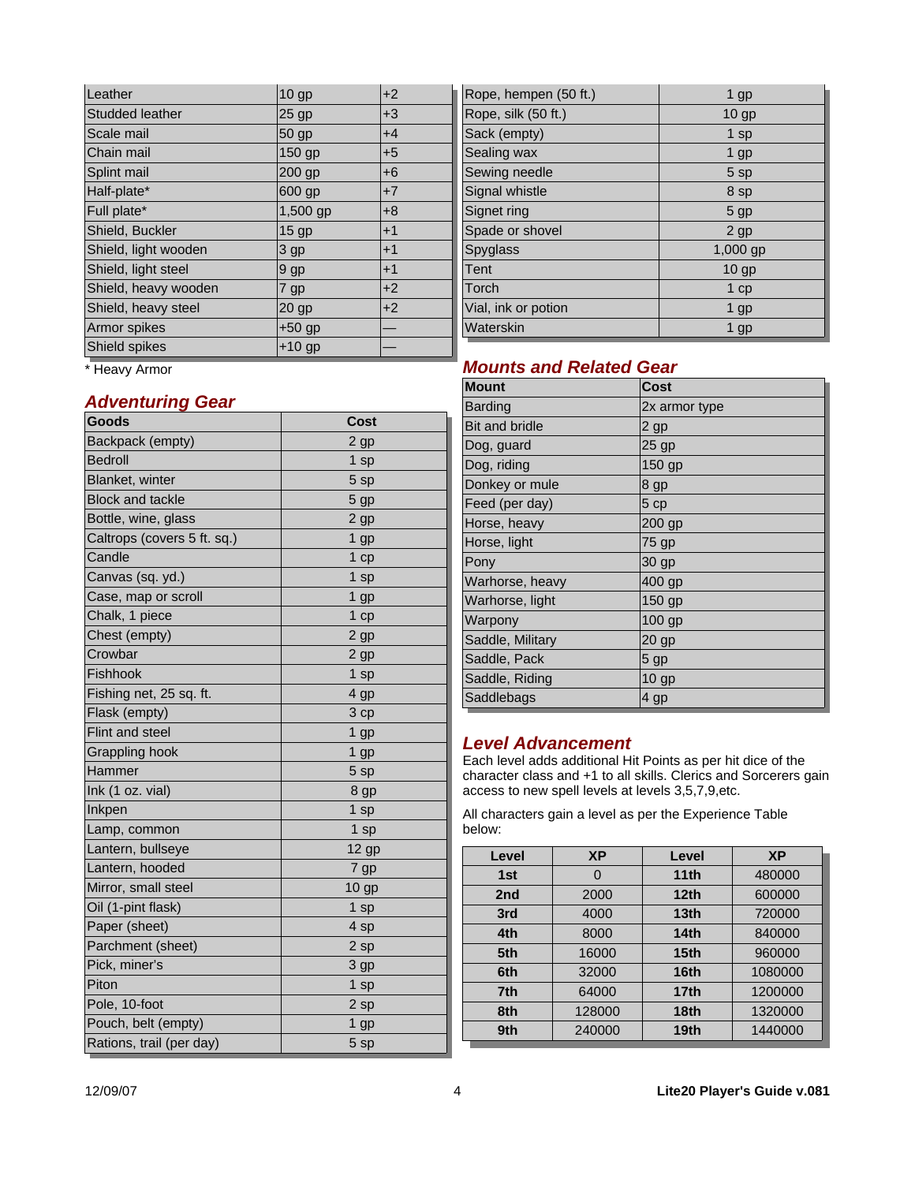| | | |
|---|---|---|
| Leather | 10 gp | +2 |
| Studded leather | 25 gp | +3 |
| Scale mail | 50 gp | +4 |
| Chain mail | 150 gp | +5 |
| Splint mail | 200 gp | +6 |
| Half-plate* | 600 gp | +7 |
| Full plate* | 1,500 gp | +8 |
| Shield, Buckler | 15 gp | +1 |
| Shield, light wooden | 3 gp | +1 |
| Shield, light steel | 9 gp | +1 |
| Shield, heavy wooden | 7 gp | +2 |
| Shield, heavy steel | 20 gp | +2 |
| Armor spikes | +50 gp | — |
| Shield spikes | +10 gp | — |

* Heavy Armor

## Adventuring Gear

| Goods | Cost |
|---|---|
| Backpack (empty) | 2 gp |
| Bedroll | 1 sp |
| Blanket, winter | 5 sp |
| Block and tackle | 5 gp |
| Bottle, wine, glass | 2 gp |
| Caltrops (covers 5 ft. sq.) | 1 gp |
| Candle | 1 cp |
| Canvas (sq. yd.) | 1 sp |
| Case, map or scroll | 1 gp |
| Chalk, 1 piece | 1 cp |
| Chest (empty) | 2 gp |
| Crowbar | 2 gp |
| Fishhook | 1 sp |
| Fishing net, 25 sq. ft. | 4 gp |
| Flask (empty) | 3 cp |
| Flint and steel | 1 gp |
| Grappling hook | 1 gp |
| Hammer | 5 sp |
| Ink (1 oz. vial) | 8 gp |
| Inkpen | 1 sp |
| Lamp, common | 1 sp |
| Lantern, bullseye | 12 gp |
| Lantern, hooded | 7 gp |
| Mirror, small steel | 10 gp |
| Oil (1-pint flask) | 1 sp |
| Paper (sheet) | 4 sp |
| Parchment (sheet) | 2 sp |
| Pick, miner's | 3 gp |
| Piton | 1 sp |
| Pole, 10-foot | 2 sp |
| Pouch, belt (empty) | 1 gp |
| Rations, trail (per day) | 5 sp |
| Rope, hempen (50 ft.) | 1 gp |
| Rope, silk (50 ft.) | 10 gp |
| Sack (empty) | 1 sp |
| Sealing wax | 1 gp |
| Sewing needle | 5 sp |
| Signal whistle | 8 sp |
| Signet ring | 5 gp |
| Spade or shovel | 2 gp |
| Spyglass | 1,000 gp |
| Tent | 10 gp |
| Torch | 1 cp |
| Vial, ink or potion | 1 gp |
| Waterskin | 1 gp |

## Mounts and Related Gear

| Mount | Cost |
|---|---|
| Barding | 2x armor type |
| Bit and bridle | 2 gp |
| Dog, guard | 25 gp |
| Dog, riding | 150 gp |
| Donkey or mule | 8 gp |
| Feed (per day) | 5 cp |
| Horse, heavy | 200 gp |
| Horse, light | 75 gp |
| Pony | 30 gp |
| Warhorse, heavy | 400 gp |
| Warhorse, light | 150 gp |
| Warpony | 100 gp |
| Saddle, Military | 20 gp |
| Saddle, Pack | 5 gp |
| Saddle, Riding | 10 gp |
| Saddlebags | 4 gp |

## Level Advancement

Each level adds additional Hit Points as per hit dice of the character class and +1 to all skills. Clerics and Sorcerers gain access to new spell levels at levels 3,5,7,9,etc.

All characters gain a level as per the Experience Table below:

| Level | XP | Level | XP |
|---|---|---|---|
| **1st** | 0 | **11th** | 480000 |
| **2nd** | 2000 | **12th** | 600000 |
| **3rd** | 4000 | **13th** | 720000 |
| **4th** | 8000 | **14th** | 840000 |
| **5th** | 16000 | **15th** | 960000 |
| **6th** | 32000 | **16th** | 1080000 |
| **7th** | 64000 | **17th** | 1200000 |
| **8th** | 128000 | **18th** | 1320000 |
| **9th** | 240000 | **19th** | 1440000 |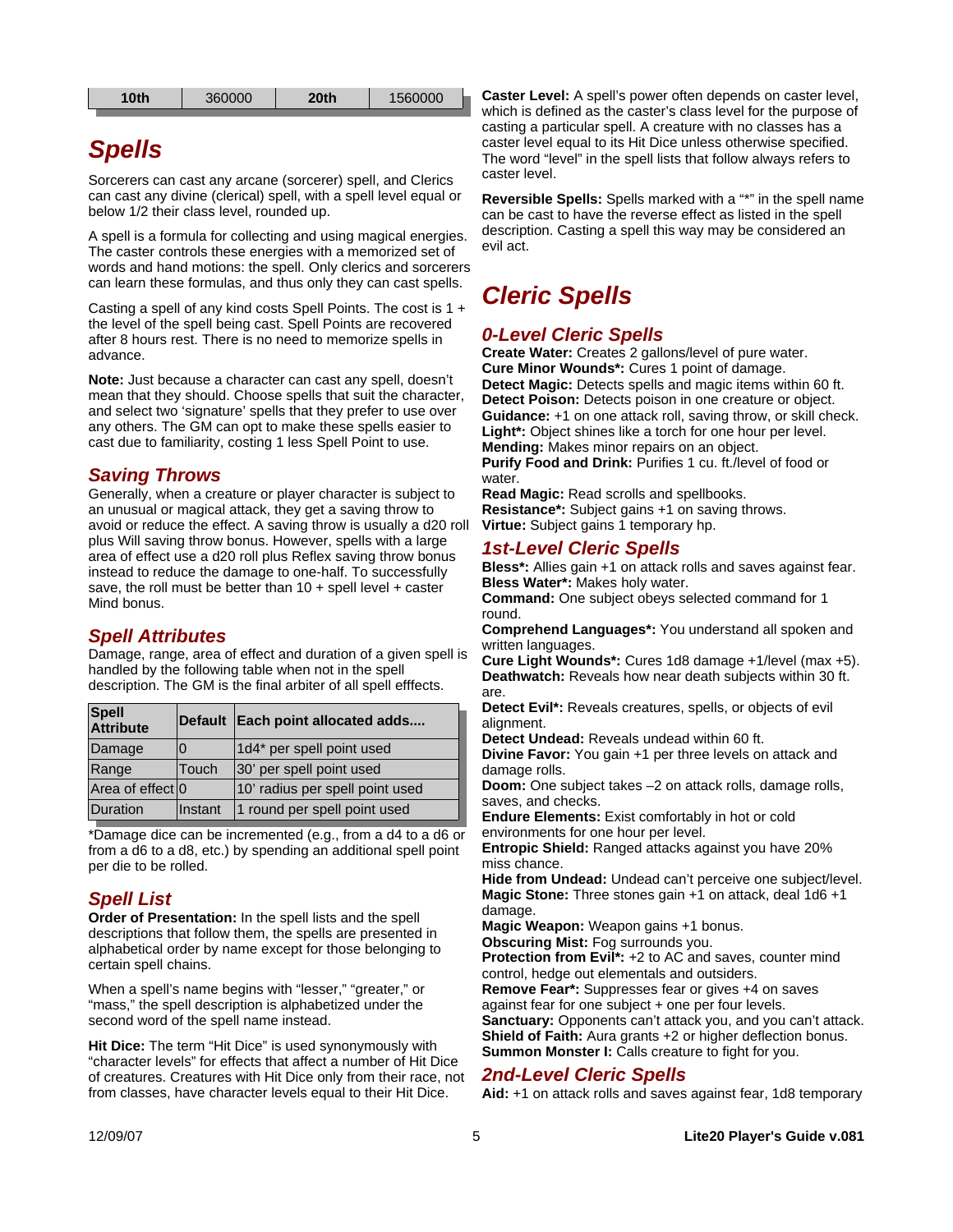| 10th | 360000 | 20th | 1560000 |
|---|---|---|---|

# Spells

Sorcerers can cast any arcane (sorcerer) spell, and Clerics can cast any divine (clerical) spell, with a spell level equal or below 1/2 their class level, rounded up.

A spell is a formula for collecting and using magical energies. The caster controls these energies with a memorized set of words and hand motions: the spell. Only clerics and sorcerers can learn these formulas, and thus only they can cast spells.

Casting a spell of any kind costs Spell Points. The cost is 1 + the level of the spell being cast. Spell Points are recovered after 8 hours rest. There is no need to memorize spells in advance.

**Note:** Just because a character can cast any spell, doesn't mean that they should. Choose spells that suit the character, and select two 'signature' spells that they prefer to use over any others. The GM can opt to make these spells easier to cast due to familiarity, costing 1 less Spell Point to use.

## Saving Throws

Generally, when a creature or player character is subject to an unusual or magical attack, they get a saving throw to avoid or reduce the effect. A saving throw is usually a d20 roll plus Will saving throw bonus. However, spells with a large area of effect use a d20 roll plus Reflex saving throw bonus instead to reduce the damage to one-half. To successfully save, the roll must be better than 10 + spell level + caster Mind bonus.

## Spell Attributes

Damage, range, area of effect and duration of a given spell is handled by the following table when not in the spell description. The GM is the final arbiter of all spell efffects.

| Spell Attribute | Default | Each point allocated adds.... |
|---|---|---|
| Damage | 0 | 1d4* per spell point used |
| Range | Touch | 30' per spell point used |
| Area of effect | 0 | 10' radius per spell point used |
| Duration | Instant | 1 round per spell point used |

*Damage dice can be incremented (e.g., from a d4 to a d6 or from a d6 to a d8, etc.) by spending an additional spell point per die to be rolled.

## Spell List

**Order of Presentation:** In the spell lists and the spell descriptions that follow them, the spells are presented in alphabetical order by name except for those belonging to certain spell chains.

When a spell's name begins with "lesser," "greater," or "mass," the spell description is alphabetized under the second word of the spell name instead.

**Hit Dice:** The term "Hit Dice" is used synonymously with "character levels" for effects that affect a number of Hit Dice of creatures. Creatures with Hit Dice only from their race, not from classes, have character levels equal to their Hit Dice.

**Caster Level:** A spell's power often depends on caster level, which is defined as the caster's class level for the purpose of casting a particular spell. A creature with no classes has a caster level equal to its Hit Dice unless otherwise specified. The word "level" in the spell lists that follow always refers to caster level.

**Reversible Spells:** Spells marked with a "*" in the spell name can be cast to have the reverse effect as listed in the spell description. Casting a spell this way may be considered an evil act.

# Cleric Spells

## 0-Level Cleric Spells

**Create Water:** Creates 2 gallons/level of pure water.
**Cure Minor Wounds*:** Cures 1 point of damage.
**Detect Magic:** Detects spells and magic items within 60 ft.
**Detect Poison:** Detects poison in one creature or object.
**Guidance:** +1 on one attack roll, saving throw, or skill check.
**Light*:** Object shines like a torch for one hour per level.
**Mending:** Makes minor repairs on an object.
**Purify Food and Drink:** Purifies 1 cu. ft./level of food or water.
**Read Magic:** Read scrolls and spellbooks.
**Resistance*:** Subject gains +1 on saving throws.
**Virtue:** Subject gains 1 temporary hp.

## 1st-Level Cleric Spells

**Bless*:** Allies gain +1 on attack rolls and saves against fear.
**Bless Water*:** Makes holy water.
**Command:** One subject obeys selected command for 1 round.
**Comprehend Languages*:** You understand all spoken and written languages.
**Cure Light Wounds*:** Cures 1d8 damage +1/level (max +5).
**Deathwatch:** Reveals how near death subjects within 30 ft. are.
**Detect Evil*:** Reveals creatures, spells, or objects of evil alignment.
**Detect Undead:** Reveals undead within 60 ft.
**Divine Favor:** You gain +1 per three levels on attack and damage rolls.
**Doom:** One subject takes –2 on attack rolls, damage rolls, saves, and checks.
**Endure Elements:** Exist comfortably in hot or cold environments for one hour per level.
**Entropic Shield:** Ranged attacks against you have 20% miss chance.
**Hide from Undead:** Undead can't perceive one subject/level.
**Magic Stone:** Three stones gain +1 on attack, deal 1d6 +1 damage.
**Magic Weapon:** Weapon gains +1 bonus.
**Obscuring Mist:** Fog surrounds you.
**Protection from Evil*:** +2 to AC and saves, counter mind control, hedge out elementals and outsiders.
**Remove Fear*:** Suppresses fear or gives +4 on saves against fear for one subject + one per four levels.
**Sanctuary:** Opponents can't attack you, and you can't attack.
**Shield of Faith:** Aura grants +2 or higher deflection bonus.
**Summon Monster I:** Calls creature to fight for you.

## 2nd-Level Cleric Spells

**Aid:** +1 on attack rolls and saves against fear, 1d8 temporary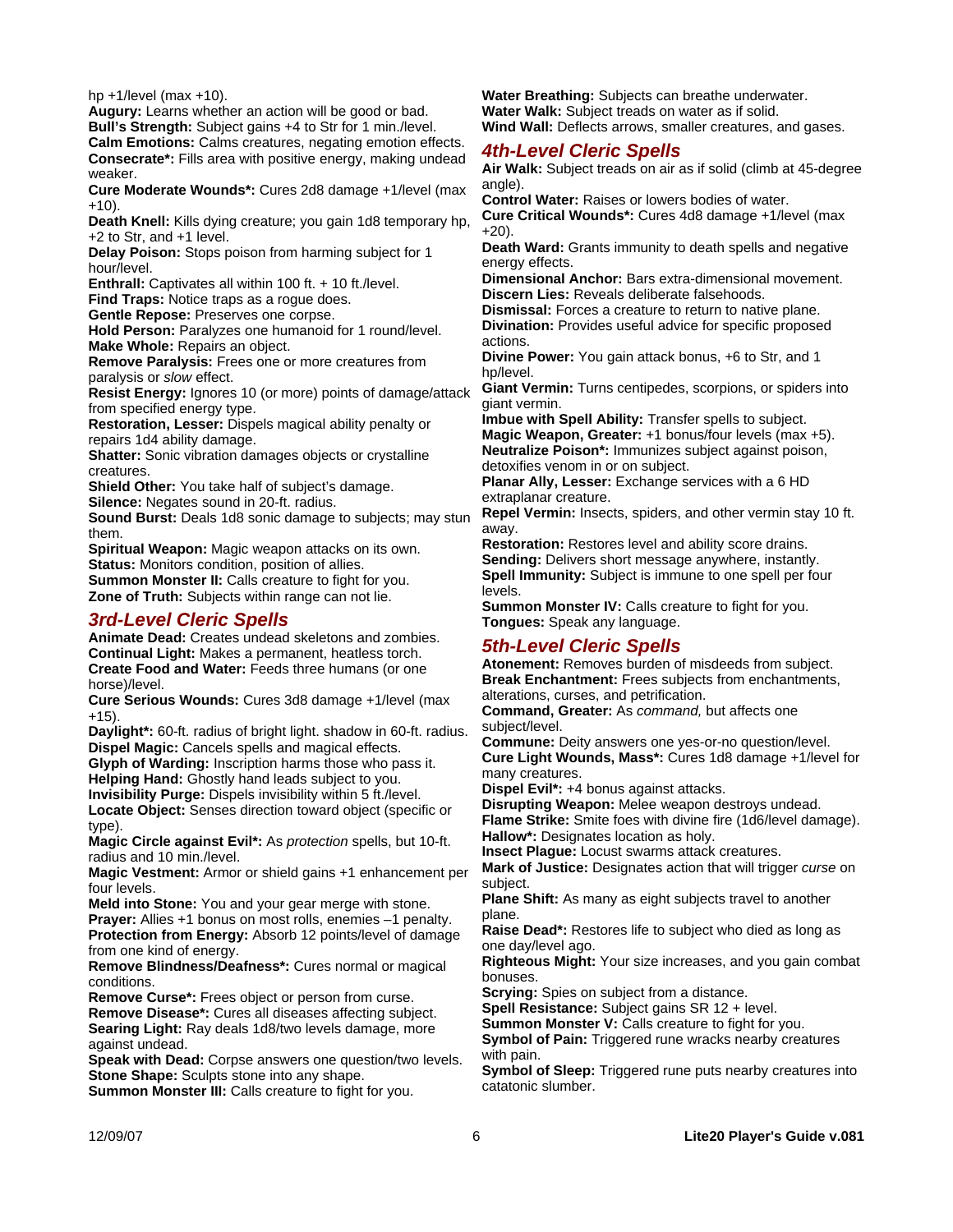hp +1/level (max +10).
**Augury:** Learns whether an action will be good or bad.
**Bull's Strength:** Subject gains +4 to Str for 1 min./level.
**Calm Emotions:** Calms creatures, negating emotion effects.
**Consecrate*:** Fills area with positive energy, making undead weaker.
**Cure Moderate Wounds*:** Cures 2d8 damage +1/level (max +10).
**Death Knell:** Kills dying creature; you gain 1d8 temporary hp, +2 to Str, and +1 level.
**Delay Poison:** Stops poison from harming subject for 1 hour/level.
**Enthrall:** Captivates all within 100 ft. + 10 ft./level.
**Find Traps:** Notice traps as a rogue does.
**Gentle Repose:** Preserves one corpse.
**Hold Person:** Paralyzes one humanoid for 1 round/level.
**Make Whole:** Repairs an object.
**Remove Paralysis:** Frees one or more creatures from paralysis or *slow* effect.
**Resist Energy:** Ignores 10 (or more) points of damage/attack from specified energy type.
**Restoration, Lesser:** Dispels magical ability penalty or repairs 1d4 ability damage.
**Shatter:** Sonic vibration damages objects or crystalline creatures.
**Shield Other:** You take half of subject's damage.
**Silence:** Negates sound in 20-ft. radius.
**Sound Burst:** Deals 1d8 sonic damage to subjects; may stun them.
**Spiritual Weapon:** Magic weapon attacks on its own.
**Status:** Monitors condition, position of allies.
**Summon Monster II:** Calls creature to fight for you.
**Zone of Truth:** Subjects within range can not lie.

## 3rd-Level Cleric Spells

**Animate Dead:** Creates undead skeletons and zombies.
**Continual Light:** Makes a permanent, heatless torch.
**Create Food and Water:** Feeds three humans (or one horse)/level.
**Cure Serious Wounds:** Cures 3d8 damage +1/level (max +15).
**Daylight*:** 60-ft. radius of bright light. shadow in 60-ft. radius.
**Dispel Magic:** Cancels spells and magical effects.
**Glyph of Warding:** Inscription harms those who pass it.
**Helping Hand:** Ghostly hand leads subject to you.
**Invisibility Purge:** Dispels invisibility within 5 ft./level.
**Locate Object:** Senses direction toward object (specific or type).
**Magic Circle against Evil*:** As *protection* spells, but 10-ft. radius and 10 min./level.
**Magic Vestment:** Armor or shield gains +1 enhancement per four levels.
**Meld into Stone:** You and your gear merge with stone.
**Prayer:** Allies +1 bonus on most rolls, enemies –1 penalty.
**Protection from Energy:** Absorb 12 points/level of damage from one kind of energy.
**Remove Blindness/Deafness*:** Cures normal or magical conditions.
**Remove Curse*:** Frees object or person from curse.
**Remove Disease*:** Cures all diseases affecting subject.
**Searing Light:** Ray deals 1d8/two levels damage, more against undead.
**Speak with Dead:** Corpse answers one question/two levels.
**Stone Shape:** Sculpts stone into any shape.
**Summon Monster III:** Calls creature to fight for you.
**Water Breathing:** Subjects can breathe underwater.
**Water Walk:** Subject treads on water as if solid.
**Wind Wall:** Deflects arrows, smaller creatures, and gases.

## 4th-Level Cleric Spells

**Air Walk:** Subject treads on air as if solid (climb at 45-degree angle).
**Control Water:** Raises or lowers bodies of water.
**Cure Critical Wounds*:** Cures 4d8 damage +1/level (max +20).
**Death Ward:** Grants immunity to death spells and negative energy effects.
**Dimensional Anchor:** Bars extra-dimensional movement.
**Discern Lies:** Reveals deliberate falsehoods.
**Dismissal:** Forces a creature to return to native plane.
**Divination:** Provides useful advice for specific proposed actions.
**Divine Power:** You gain attack bonus, +6 to Str, and 1 hp/level.
**Giant Vermin:** Turns centipedes, scorpions, or spiders into giant vermin.
**Imbue with Spell Ability:** Transfer spells to subject.
**Magic Weapon, Greater:** +1 bonus/four levels (max +5).
**Neutralize Poison*:** Immunizes subject against poison, detoxifies venom in or on subject.
**Planar Ally, Lesser:** Exchange services with a 6 HD extraplanar creature.
**Repel Vermin:** Insects, spiders, and other vermin stay 10 ft. away.
**Restoration:** Restores level and ability score drains.
**Sending:** Delivers short message anywhere, instantly.
**Spell Immunity:** Subject is immune to one spell per four levels.
**Summon Monster IV:** Calls creature to fight for you.
**Tongues:** Speak any language.

## 5th-Level Cleric Spells

**Atonement:** Removes burden of misdeeds from subject.
**Break Enchantment:** Frees subjects from enchantments, alterations, curses, and petrification.
**Command, Greater:** As *command,* but affects one subject/level.
**Commune:** Deity answers one yes-or-no question/level.
**Cure Light Wounds, Mass*:** Cures 1d8 damage +1/level for many creatures.
**Dispel Evil*:** +4 bonus against attacks.
**Disrupting Weapon:** Melee weapon destroys undead.
**Flame Strike:** Smite foes with divine fire (1d6/level damage).
**Hallow*:** Designates location as holy.
**Insect Plague:** Locust swarms attack creatures.
**Mark of Justice:** Designates action that will trigger *curse* on subject.
**Plane Shift:** As many as eight subjects travel to another plane.
**Raise Dead*:** Restores life to subject who died as long as one day/level ago.
**Righteous Might:** Your size increases, and you gain combat bonuses.
**Scrying:** Spies on subject from a distance.
**Spell Resistance:** Subject gains SR 12 + level.
**Summon Monster V:** Calls creature to fight for you.
**Symbol of Pain:** Triggered rune wracks nearby creatures with pain.
**Symbol of Sleep:** Triggered rune puts nearby creatures into catatonic slumber.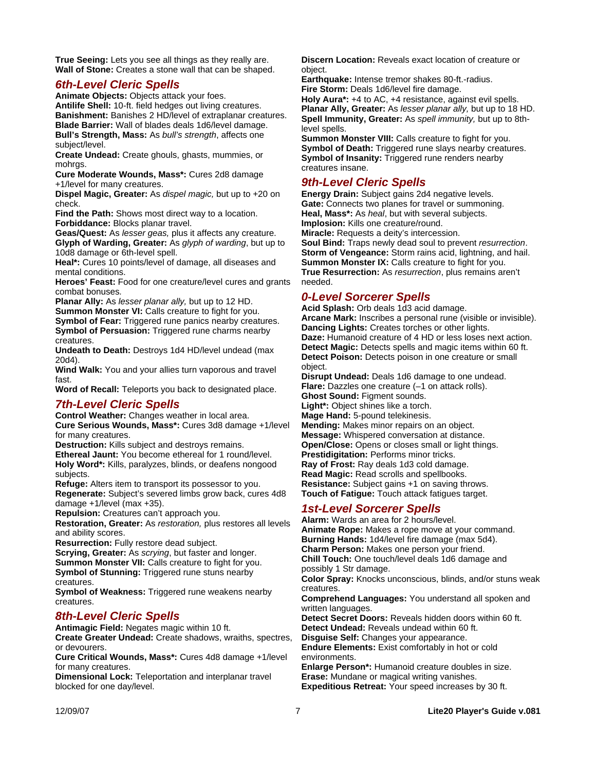**True Seeing:** Lets you see all things as they really are.
**Wall of Stone:** Creates a stone wall that can be shaped.

## *6th-Level Cleric Spells*

**Animate Objects:** Objects attack your foes.
**Antilife Shell:** 10-ft. field hedges out living creatures.
**Banishment:** Banishes 2 HD/level of extraplanar creatures.
**Blade Barrier:** Wall of blades deals 1d6/level damage.
**Bull's Strength, Mass:** As *bull's strength*, affects one subject/level.
**Create Undead:** Create ghouls, ghasts, mummies, or mohrgs.
**Cure Moderate Wounds, Mass*:** Cures 2d8 damage +1/level for many creatures.
**Dispel Magic, Greater:** As *dispel magic,* but up to +20 on check.
**Find the Path:** Shows most direct way to a location.
**Forbiddance:** Blocks planar travel.
**Geas/Quest:** As *lesser geas,* plus it affects any creature.
**Glyph of Warding, Greater:** As *glyph of warding*, but up to 10d8 damage or 6th-level spell.
**Heal*:** Cures 10 points/level of damage, all diseases and mental conditions.
**Heroes' Feast:** Food for one creature/level cures and grants combat bonuses.
**Planar Ally:** As *lesser planar ally,* but up to 12 HD.
**Summon Monster VI:** Calls creature to fight for you.
**Symbol of Fear:** Triggered rune panics nearby creatures.
**Symbol of Persuasion:** Triggered rune charms nearby creatures.
**Undeath to Death:** Destroys 1d4 HD/level undead (max 20d4).
**Wind Walk:** You and your allies turn vaporous and travel fast.
**Word of Recall:** Teleports you back to designated place.

## *7th-Level Cleric Spells*

**Control Weather:** Changes weather in local area.
**Cure Serious Wounds, Mass*:** Cures 3d8 damage +1/level for many creatures.
**Destruction:** Kills subject and destroys remains.
**Ethereal Jaunt:** You become ethereal for 1 round/level.
**Holy Word*:** Kills, paralyzes, blinds, or deafens nongood subjects.
**Refuge:** Alters item to transport its possessor to you.
**Regenerate:** Subject's severed limbs grow back, cures 4d8 damage +1/level (max +35).
**Repulsion:** Creatures can't approach you.
**Restoration, Greater:** As *restoration,* plus restores all levels and ability scores.
**Resurrection:** Fully restore dead subject.
**Scrying, Greater:** As *scrying*, but faster and longer.
**Summon Monster VII:** Calls creature to fight for you.
**Symbol of Stunning:** Triggered rune stuns nearby creatures.
**Symbol of Weakness:** Triggered rune weakens nearby creatures.

## *8th-Level Cleric Spells*

**Antimagic Field:** Negates magic within 10 ft.
**Create Greater Undead:** Create shadows, wraiths, spectres, or devourers.
**Cure Critical Wounds, Mass*:** Cures 4d8 damage +1/level for many creatures.
**Dimensional Lock:** Teleportation and interplanar travel blocked for one day/level.
**Discern Location:** Reveals exact location of creature or object.
**Earthquake:** Intense tremor shakes 80-ft.-radius.
**Fire Storm:** Deals 1d6/level fire damage.
**Holy Aura*:** +4 to AC, +4 resistance, against evil spells.
**Planar Ally, Greater:** As *lesser planar ally,* but up to 18 HD.
**Spell Immunity, Greater:** As *spell immunity,* but up to 8th-level spells.
**Summon Monster VIII:** Calls creature to fight for you.
**Symbol of Death:** Triggered rune slays nearby creatures.
**Symbol of Insanity:** Triggered rune renders nearby creatures insane.

## *9th-Level Cleric Spells*

**Energy Drain:** Subject gains 2d4 negative levels.
**Gate:** Connects two planes for travel or summoning.
**Heal, Mass*:** As *heal*, but with several subjects.
**Implosion:** Kills one creature/round.
**Miracle:** Requests a deity's intercession.
**Soul Bind:** Traps newly dead soul to prevent *resurrection*.
**Storm of Vengeance:** Storm rains acid, lightning, and hail.
**Summon Monster IX:** Calls creature to fight for you.
**True Resurrection:** As *resurrection*, plus remains aren't needed.

## *0-Level Sorcerer Spells*

**Acid Splash:** Orb deals 1d3 acid damage.
**Arcane Mark:** Inscribes a personal rune (visible or invisible).
**Dancing Lights:** Creates torches or other lights.
**Daze:** Humanoid creature of 4 HD or less loses next action.
**Detect Magic:** Detects spells and magic items within 60 ft.
**Detect Poison:** Detects poison in one creature or small object.
**Disrupt Undead:** Deals 1d6 damage to one undead.
**Flare:** Dazzles one creature (–1 on attack rolls).
**Ghost Sound:** Figment sounds.
**Light*:** Object shines like a torch.
**Mage Hand:** 5-pound telekinesis.
**Mending:** Makes minor repairs on an object.
**Message:** Whispered conversation at distance.
**Open/Close:** Opens or closes small or light things.
**Prestidigitation:** Performs minor tricks.
**Ray of Frost:** Ray deals 1d3 cold damage.
**Read Magic:** Read scrolls and spellbooks.
**Resistance:** Subject gains +1 on saving throws.
**Touch of Fatigue:** Touch attack fatigues target.

## *1st-Level Sorcerer Spells*

**Alarm:** Wards an area for 2 hours/level.
**Animate Rope:** Makes a rope move at your command.
**Burning Hands:** 1d4/level fire damage (max 5d4).
**Charm Person:** Makes one person your friend.
**Chill Touch:** One touch/level deals 1d6 damage and possibly 1 Str damage.
**Color Spray:** Knocks unconscious, blinds, and/or stuns weak creatures.
**Comprehend Languages:** You understand all spoken and written languages.
**Detect Secret Doors:** Reveals hidden doors within 60 ft.
**Detect Undead:** Reveals undead within 60 ft.
**Disguise Self:** Changes your appearance.
**Endure Elements:** Exist comfortably in hot or cold environments.
**Enlarge Person*:** Humanoid creature doubles in size.
**Erase:** Mundane or magical writing vanishes.
**Expeditious Retreat:** Your speed increases by 30 ft.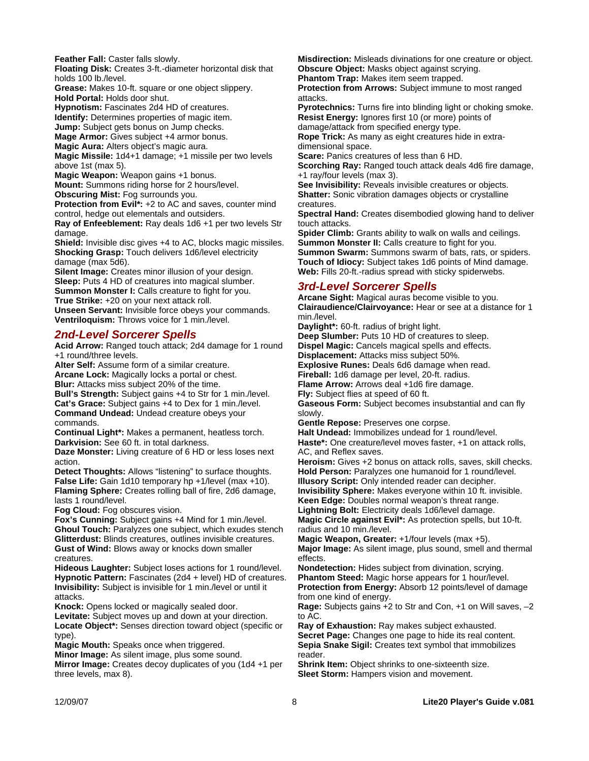**Feather Fall:** Caster falls slowly.
**Floating Disk:** Creates 3-ft.-diameter horizontal disk that holds 100 lb./level.
**Grease:** Makes 10-ft. square or one object slippery.
**Hold Portal:** Holds door shut.
**Hypnotism:** Fascinates 2d4 HD of creatures.
**Identify:** Determines properties of magic item.
**Jump:** Subject gets bonus on Jump checks.
**Mage Armor:** Gives subject +4 armor bonus.
**Magic Aura:** Alters object's magic aura.
**Magic Missile:** 1d4+1 damage; +1 missile per two levels above 1st (max 5).
**Magic Weapon:** Weapon gains +1 bonus.
**Mount:** Summons riding horse for 2 hours/level.
**Obscuring Mist:** Fog surrounds you.
**Protection from Evil*:** +2 to AC and saves, counter mind control, hedge out elementals and outsiders.
**Ray of Enfeeblement:** Ray deals 1d6 +1 per two levels Str damage.
**Shield:** Invisible disc gives +4 to AC, blocks magic missiles.
**Shocking Grasp:** Touch delivers 1d6/level electricity damage (max 5d6).
**Silent Image:** Creates minor illusion of your design.
**Sleep:** Puts 4 HD of creatures into magical slumber.
**Summon Monster I:** Calls creature to fight for you.
**True Strike:** +20 on your next attack roll.
**Unseen Servant:** Invisible force obeys your commands.
**Ventriloquism:** Throws voice for 1 min./level.

## *2nd-Level Sorcerer Spells*

**Acid Arrow:** Ranged touch attack; 2d4 damage for 1 round +1 round/three levels.
**Alter Self:** Assume form of a similar creature.
**Arcane Lock:** Magically locks a portal or chest.
**Blur:** Attacks miss subject 20% of the time.
**Bull's Strength:** Subject gains +4 to Str for 1 min./level.
**Cat's Grace:** Subject gains +4 to Dex for 1 min./level.
**Command Undead:** Undead creature obeys your commands.
**Continual Light*:** Makes a permanent, heatless torch.
**Darkvision:** See 60 ft. in total darkness.
**Daze Monster:** Living creature of 6 HD or less loses next action.
**Detect Thoughts:** Allows "listening" to surface thoughts.
**False Life:** Gain 1d10 temporary hp +1/level (max +10).
**Flaming Sphere:** Creates rolling ball of fire, 2d6 damage, lasts 1 round/level.
**Fog Cloud:** Fog obscures vision.
**Fox's Cunning:** Subject gains +4 Mind for 1 min./level.
**Ghoul Touch:** Paralyzes one subject, which exudes stench
**Glitterdust:** Blinds creatures, outlines invisible creatures.
**Gust of Wind:** Blows away or knocks down smaller creatures.
**Hideous Laughter:** Subject loses actions for 1 round/level.
**Hypnotic Pattern:** Fascinates (2d4 + level) HD of creatures.
**Invisibility:** Subject is invisible for 1 min./level or until it attacks.
**Knock:** Opens locked or magically sealed door.
**Levitate:** Subject moves up and down at your direction.
**Locate Object*:** Senses direction toward object (specific or type).
**Magic Mouth:** Speaks once when triggered.
**Minor Image:** As silent image, plus some sound.
**Mirror Image:** Creates decoy duplicates of you (1d4 +1 per three levels, max 8).
**Misdirection:** Misleads divinations for one creature or object.
**Obscure Object:** Masks object against scrying.
**Phantom Trap:** Makes item seem trapped.
**Protection from Arrows:** Subject immune to most ranged attacks.
**Pyrotechnics:** Turns fire into blinding light or choking smoke.
**Resist Energy:** Ignores first 10 (or more) points of damage/attack from specified energy type.
**Rope Trick:** As many as eight creatures hide in extra-dimensional space.
**Scare:** Panics creatures of less than 6 HD.
**Scorching Ray:** Ranged touch attack deals 4d6 fire damage, +1 ray/four levels (max 3).
**See Invisibility:** Reveals invisible creatures or objects.
**Shatter:** Sonic vibration damages objects or crystalline creatures.
**Spectral Hand:** Creates disembodied glowing hand to deliver touch attacks.
**Spider Climb:** Grants ability to walk on walls and ceilings.
**Summon Monster II:** Calls creature to fight for you.
**Summon Swarm:** Summons swarm of bats, rats, or spiders.
**Touch of Idiocy:** Subject takes 1d6 points of Mind damage.
**Web:** Fills 20-ft.-radius spread with sticky spiderwebs.

## *3rd-Level Sorcerer Spells*

**Arcane Sight:** Magical auras become visible to you.
**Clairaudience/Clairvoyance:** Hear or see at a distance for 1 min./level.
**Daylight*:** 60-ft. radius of bright light.
**Deep Slumber:** Puts 10 HD of creatures to sleep.
**Dispel Magic:** Cancels magical spells and effects.
**Displacement:** Attacks miss subject 50%.
**Explosive Runes:** Deals 6d6 damage when read.
**Fireball:** 1d6 damage per level, 20-ft. radius.
**Flame Arrow:** Arrows deal +1d6 fire damage.
**Fly:** Subject flies at speed of 60 ft.
**Gaseous Form:** Subject becomes insubstantial and can fly slowly.
**Gentle Repose:** Preserves one corpse.
**Halt Undead:** Immobilizes undead for 1 round/level.
**Haste*:** One creature/level moves faster, +1 on attack rolls, AC, and Reflex saves.
**Heroism:** Gives +2 bonus on attack rolls, saves, skill checks.
**Hold Person:** Paralyzes one humanoid for 1 round/level.
**Illusory Script:** Only intended reader can decipher.
**Invisibility Sphere:** Makes everyone within 10 ft. invisible.
**Keen Edge:** Doubles normal weapon's threat range.
**Lightning Bolt:** Electricity deals 1d6/level damage.
**Magic Circle against Evil*:** As protection spells, but 10-ft. radius and 10 min./level.
**Magic Weapon, Greater:** +1/four levels (max +5).
**Major Image:** As silent image, plus sound, smell and thermal effects.
**Nondetection:** Hides subject from divination, scrying.
**Phantom Steed:** Magic horse appears for 1 hour/level.
**Protection from Energy:** Absorb 12 points/level of damage from one kind of energy.
**Rage:** Subjects gains +2 to Str and Con, +1 on Will saves, –2 to AC.
**Ray of Exhaustion:** Ray makes subject exhausted.
**Secret Page:** Changes one page to hide its real content.
**Sepia Snake Sigil:** Creates text symbol that immobilizes reader.
**Shrink Item:** Object shrinks to one-sixteenth size.
**Sleet Storm:** Hampers vision and movement.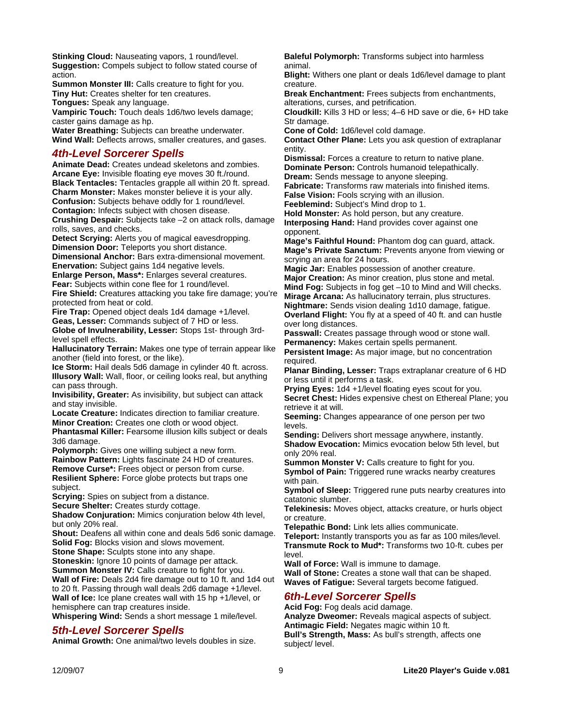**Stinking Cloud:** Nauseating vapors, 1 round/level.
**Suggestion:** Compels subject to follow stated course of action.
**Summon Monster III:** Calls creature to fight for you.
**Tiny Hut:** Creates shelter for ten creatures.
**Tongues:** Speak any language.
**Vampiric Touch:** Touch deals 1d6/two levels damage; caster gains damage as hp.
**Water Breathing:** Subjects can breathe underwater.
**Wind Wall:** Deflects arrows, smaller creatures, and gases.

## *4th-Level Sorcerer Spells*

**Animate Dead:** Creates undead skeletons and zombies.
**Arcane Eye:** Invisible floating eye moves 30 ft./round.
**Black Tentacles:** Tentacles grapple all within 20 ft. spread.
**Charm Monster:** Makes monster believe it is your ally.
**Confusion:** Subjects behave oddly for 1 round/level.
**Contagion:** Infects subject with chosen disease.
**Crushing Despair:** Subjects take –2 on attack rolls, damage rolls, saves, and checks.
**Detect Scrying:** Alerts you of magical eavesdropping.
**Dimension Door:** Teleports you short distance.
**Dimensional Anchor:** Bars extra-dimensional movement.
**Enervation:** Subject gains 1d4 negative levels.
**Enlarge Person, Mass*:** Enlarges several creatures.
**Fear:** Subjects within cone flee for 1 round/level.
**Fire Shield:** Creatures attacking you take fire damage; you're protected from heat or cold.
**Fire Trap:** Opened object deals 1d4 damage +1/level.
**Geas, Lesser:** Commands subject of 7 HD or less.
**Globe of Invulnerability, Lesser:** Stops 1st- through 3rd-level spell effects.
**Hallucinatory Terrain:** Makes one type of terrain appear like another (field into forest, or the like).
**Ice Storm:** Hail deals 5d6 damage in cylinder 40 ft. across.
**Illusory Wall:** Wall, floor, or ceiling looks real, but anything can pass through.
**Invisibility, Greater:** As invisibility, but subject can attack and stay invisible.
**Locate Creature:** Indicates direction to familiar creature.
**Minor Creation:** Creates one cloth or wood object.
**Phantasmal Killer:** Fearsome illusion kills subject or deals 3d6 damage.
**Polymorph:** Gives one willing subject a new form.
**Rainbow Pattern:** Lights fascinate 24 HD of creatures.
**Remove Curse*:** Frees object or person from curse.
**Resilient Sphere:** Force globe protects but traps one subject.
**Scrying:** Spies on subject from a distance.
**Secure Shelter:** Creates sturdy cottage.
**Shadow Conjuration:** Mimics conjuration below 4th level, but only 20% real.
**Shout:** Deafens all within cone and deals 5d6 sonic damage.
**Solid Fog:** Blocks vision and slows movement.
**Stone Shape:** Sculpts stone into any shape.
**Stoneskin:** Ignore 10 points of damage per attack.
**Summon Monster IV:** Calls creature to fight for you.
**Wall of Fire:** Deals 2d4 fire damage out to 10 ft. and 1d4 out to 20 ft. Passing through wall deals 2d6 damage +1/level.
**Wall of Ice:** Ice plane creates wall with 15 hp +1/level, or hemisphere can trap creatures inside.
**Whispering Wind:** Sends a short message 1 mile/level.

## *5th-Level Sorcerer Spells*

**Animal Growth:** One animal/two levels doubles in size.
**Baleful Polymorph:** Transforms subject into harmless animal.
**Blight:** Withers one plant or deals 1d6/level damage to plant creature.
**Break Enchantment:** Frees subjects from enchantments, alterations, curses, and petrification.
**Cloudkill:** Kills 3 HD or less; 4–6 HD save or die, 6+ HD take Str damage.
**Cone of Cold:** 1d6/level cold damage.
**Contact Other Plane:** Lets you ask question of extraplanar entity.
**Dismissal:** Forces a creature to return to native plane.
**Dominate Person:** Controls humanoid telepathically.
**Dream:** Sends message to anyone sleeping.
**Fabricate:** Transforms raw materials into finished items.
**False Vision:** Fools scrying with an illusion.
**Feeblemind:** Subject's Mind drop to 1.
**Hold Monster:** As hold person, but any creature.
**Interposing Hand:** Hand provides cover against one opponent.
**Mage's Faithful Hound:** Phantom dog can guard, attack.
**Mage's Private Sanctum:** Prevents anyone from viewing or scrying an area for 24 hours.
**Magic Jar:** Enables possession of another creature.
**Major Creation:** As minor creation, plus stone and metal.
**Mind Fog:** Subjects in fog get –10 to Mind and Will checks.
**Mirage Arcana:** As hallucinatory terrain, plus structures.
**Nightmare:** Sends vision dealing 1d10 damage, fatigue.
**Overland Flight:** You fly at a speed of 40 ft. and can hustle over long distances.
**Passwall:** Creates passage through wood or stone wall.
**Permanency:** Makes certain spells permanent.
**Persistent Image:** As major image, but no concentration required.
**Planar Binding, Lesser:** Traps extraplanar creature of 6 HD or less until it performs a task.
**Prying Eyes:** 1d4 +1/level floating eyes scout for you.
**Secret Chest:** Hides expensive chest on Ethereal Plane; you retrieve it at will.
**Seeming:** Changes appearance of one person per two levels.
**Sending:** Delivers short message anywhere, instantly.
**Shadow Evocation:** Mimics evocation below 5th level, but only 20% real.
**Summon Monster V:** Calls creature to fight for you.
**Symbol of Pain:** Triggered rune wracks nearby creatures with pain.
**Symbol of Sleep:** Triggered rune puts nearby creatures into catatonic slumber.
**Telekinesis:** Moves object, attacks creature, or hurls object or creature.
**Telepathic Bond:** Link lets allies communicate.
**Teleport:** Instantly transports you as far as 100 miles/level.
**Transmute Rock to Mud*:** Transforms two 10-ft. cubes per level.
**Wall of Force:** Wall is immune to damage.
**Wall of Stone:** Creates a stone wall that can be shaped.
**Waves of Fatigue:** Several targets become fatigued.

## *6th-Level Sorcerer Spells*

**Acid Fog:** Fog deals acid damage.
**Analyze Dweomer:** Reveals magical aspects of subject.
**Antimagic Field:** Negates magic within 10 ft.
**Bull's Strength, Mass:** As bull's strength, affects one subject/ level.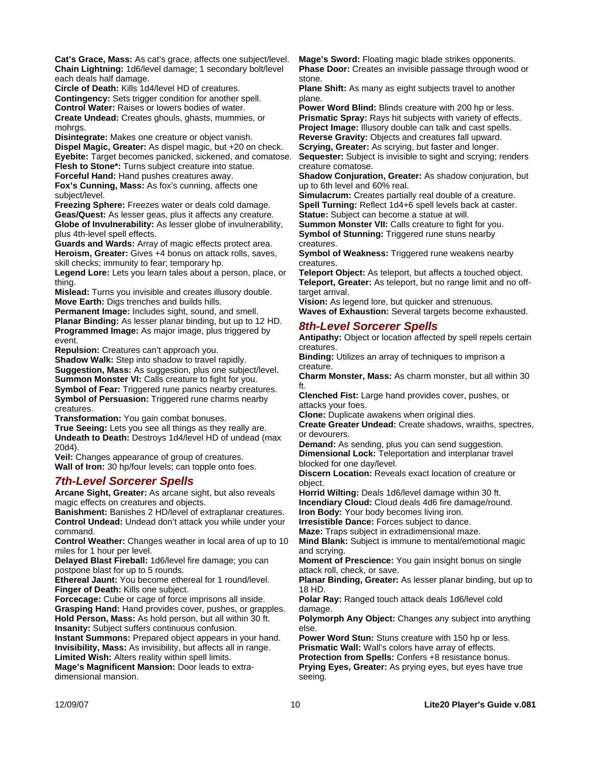**Cat's Grace, Mass:** As cat's grace, affects one subject/level.
**Chain Lightning:** 1d6/level damage; 1 secondary bolt/level each deals half damage.
**Circle of Death:** Kills 1d4/level HD of creatures.
**Contingency:** Sets trigger condition for another spell.
**Control Water:** Raises or lowers bodies of water.
**Create Undead:** Creates ghouls, ghasts, mummies, or mohrgs.
**Disintegrate:** Makes one creature or object vanish.
**Dispel Magic, Greater:** As dispel magic, but +20 on check.
**Eyebite:** Target becomes panicked, sickened, and comatose.
**Flesh to Stone*:** Turns subject creature into statue.
**Forceful Hand:** Hand pushes creatures away.
**Fox's Cunning, Mass:** As fox's cunning, affects one subject/level.
**Freezing Sphere:** Freezes water or deals cold damage.
**Geas/Quest:** As lesser geas, plus it affects any creature.
**Globe of Invulnerability:** As lesser globe of invulnerability, plus 4th-level spell effects.
**Guards and Wards:** Array of magic effects protect area.
**Heroism, Greater:** Gives +4 bonus on attack rolls, saves, skill checks; immunity to fear; temporary hp.
**Legend Lore:** Lets you learn tales about a person, place, or thing.
**Mislead:** Turns you invisible and creates illusory double.
**Move Earth:** Digs trenches and builds hills.
**Permanent Image:** Includes sight, sound, and smell.
**Planar Binding:** As lesser planar binding, but up to 12 HD.
**Programmed Image:** As major image, plus triggered by event.
**Repulsion:** Creatures can't approach you.
**Shadow Walk:** Step into shadow to travel rapidly.
**Suggestion, Mass:** As suggestion, plus one subject/level.
**Summon Monster VI:** Calls creature to fight for you.
**Symbol of Fear:** Triggered rune panics nearby creatures.
**Symbol of Persuasion:** Triggered rune charms nearby creatures.
**Transformation:** You gain combat bonuses.
**True Seeing:** Lets you see all things as they really are.
**Undeath to Death:** Destroys 1d4/level HD of undead (max 20d4).
**Veil:** Changes appearance of group of creatures.
**Wall of Iron:** 30 hp/four levels; can topple onto foes.

## 7th-Level Sorcerer Spells

**Arcane Sight, Greater:** As arcane sight, but also reveals magic effects on creatures and objects.
**Banishment:** Banishes 2 HD/level of extraplanar creatures.
**Control Undead:** Undead don't attack you while under your command.
**Control Weather:** Changes weather in local area of up to 10 miles for 1 hour per level.
**Delayed Blast Fireball:** 1d6/level fire damage; you can postpone blast for up to 5 rounds.
**Ethereal Jaunt:** You become ethereal for 1 round/level.
**Finger of Death:** Kills one subject.
**Forcecage:** Cube or cage of force imprisons all inside.
**Grasping Hand:** Hand provides cover, pushes, or grapples.
**Hold Person, Mass:** As hold person, but all within 30 ft.
**Insanity:** Subject suffers continuous confusion.
**Instant Summons:** Prepared object appears in your hand.
**Invisibility, Mass:** As invisibility, but affects all in range.
**Limited Wish:** Alters reality within spell limits.
**Mage's Magnificent Mansion:** Door leads to extra-dimensional mansion.
**Mage's Sword:** Floating magic blade strikes opponents.
**Phase Door:** Creates an invisible passage through wood or stone.
**Plane Shift:** As many as eight subjects travel to another plane.
**Power Word Blind:** Blinds creature with 200 hp or less.
**Prismatic Spray:** Rays hit subjects with variety of effects.
**Project Image:** Illusory double can talk and cast spells.
**Reverse Gravity:** Objects and creatures fall upward.
**Scrying, Greater:** As scrying, but faster and longer.
**Sequester:** Subject is invisible to sight and scrying; renders creature comatose.
**Shadow Conjuration, Greater:** As shadow conjuration, but up to 6th level and 60% real.
**Simulacrum:** Creates partially real double of a creature.
**Spell Turning:** Reflect 1d4+6 spell levels back at caster.
**Statue:** Subject can become a statue at will.
**Summon Monster VII:** Calls creature to fight for you.
**Symbol of Stunning:** Triggered rune stuns nearby creatures.
**Symbol of Weakness:** Triggered rune weakens nearby creatures.
**Teleport Object:** As teleport, but affects a touched object.
**Teleport, Greater:** As teleport, but no range limit and no off-target arrival.
**Vision:** As legend lore, but quicker and strenuous.
**Waves of Exhaustion:** Several targets become exhausted.

## 8th-Level Sorcerer Spells

**Antipathy:** Object or location affected by spell repels certain creatures.
**Binding:** Utilizes an array of techniques to imprison a creature.
**Charm Monster, Mass:** As charm monster, but all within 30 ft.
**Clenched Fist:** Large hand provides cover, pushes, or attacks your foes.
**Clone:** Duplicate awakens when original dies.
**Create Greater Undead:** Create shadows, wraiths, spectres, or devourers.
**Demand:** As sending, plus you can send suggestion.
**Dimensional Lock:** Teleportation and interplanar travel blocked for one day/level.
**Discern Location:** Reveals exact location of creature or object.
**Horrid Wilting:** Deals 1d6/level damage within 30 ft.
**Incendiary Cloud:** Cloud deals 4d6 fire damage/round.
**Iron Body:** Your body becomes living iron.
**Irresistible Dance:** Forces subject to dance.
**Maze:** Traps subject in extradimensional maze.
**Mind Blank:** Subject is immune to mental/emotional magic and scrying.
**Moment of Prescience:** You gain insight bonus on single attack roll, check, or save.
**Planar Binding, Greater:** As lesser planar binding, but up to 18 HD.
**Polar Ray:** Ranged touch attack deals 1d6/level cold damage.
**Polymorph Any Object:** Changes any subject into anything else.
**Power Word Stun:** Stuns creature with 150 hp or less.
**Prismatic Wall:** Wall's colors have array of effects.
**Protection from Spells:** Confers +8 resistance bonus.
**Prying Eyes, Greater:** As prying eyes, but eyes have true seeing.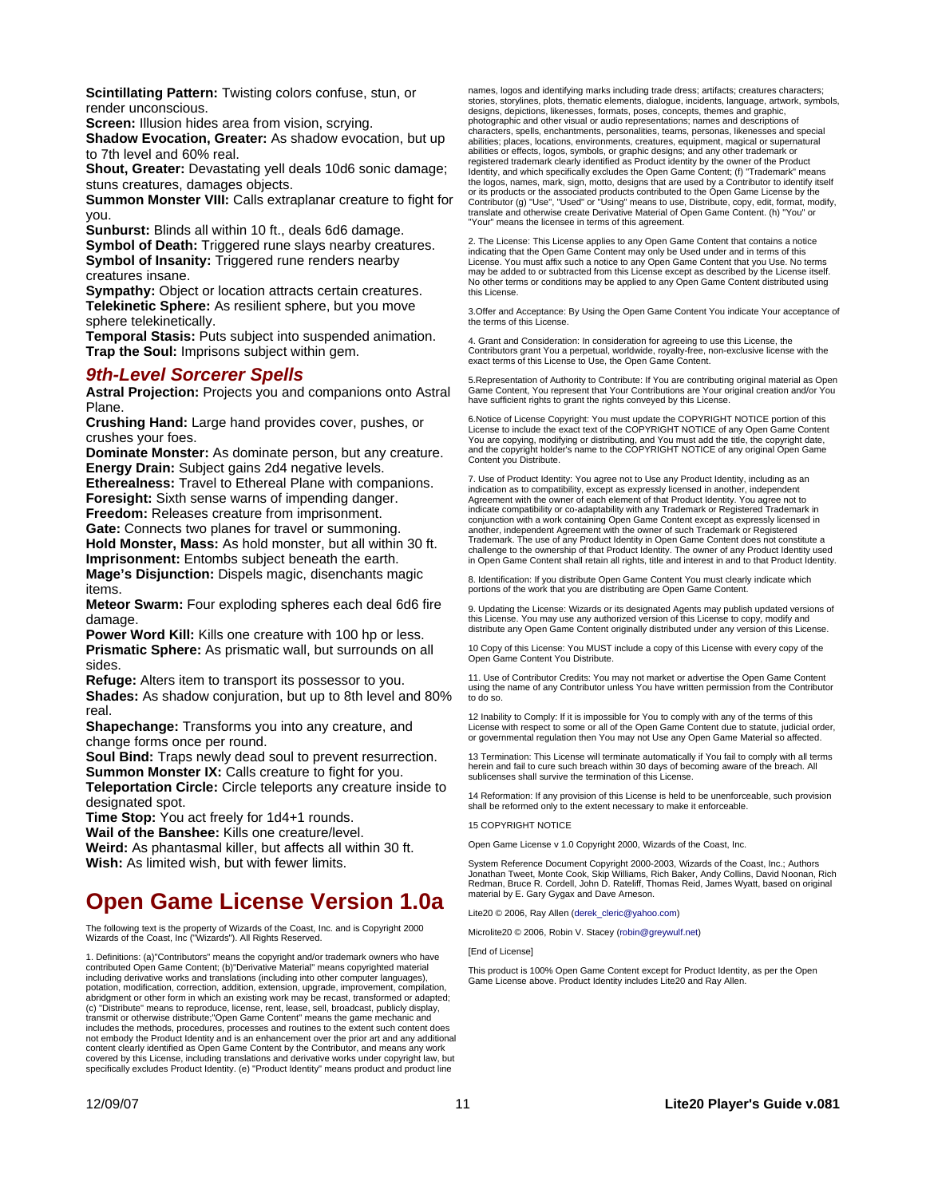**Scintillating Pattern:** Twisting colors confuse, stun, or render unconscious.
**Screen:** Illusion hides area from vision, scrying.
**Shadow Evocation, Greater:** As shadow evocation, but up to 7th level and 60% real.
**Shout, Greater:** Devastating yell deals 10d6 sonic damage; stuns creatures, damages objects.
**Summon Monster VIII:** Calls extraplanar creature to fight for you.
**Sunburst:** Blinds all within 10 ft., deals 6d6 damage.
**Symbol of Death:** Triggered rune slays nearby creatures.
**Symbol of Insanity:** Triggered rune renders nearby creatures insane.
**Sympathy:** Object or location attracts certain creatures.
**Telekinetic Sphere:** As resilient sphere, but you move sphere telekinetically.
**Temporal Stasis:** Puts subject into suspended animation.
**Trap the Soul:** Imprisons subject within gem.

### *9th-Level Sorcerer Spells*

**Astral Projection:** Projects you and companions onto Astral Plane.
**Crushing Hand:** Large hand provides cover, pushes, or crushes your foes.
**Dominate Monster:** As dominate person, but any creature.
**Energy Drain:** Subject gains 2d4 negative levels.
**Etherealness:** Travel to Ethereal Plane with companions.
**Foresight:** Sixth sense warns of impending danger.
**Freedom:** Releases creature from imprisonment.
**Gate:** Connects two planes for travel or summoning.
**Hold Monster, Mass:** As hold monster, but all within 30 ft.
**Imprisonment:** Entombs subject beneath the earth.
**Mage's Disjunction:** Dispels magic, disenchants magic items.
**Meteor Swarm:** Four exploding spheres each deal 6d6 fire damage.
**Power Word Kill:** Kills one creature with 100 hp or less.
**Prismatic Sphere:** As prismatic wall, but surrounds on all sides.
**Refuge:** Alters item to transport its possessor to you.
**Shades:** As shadow conjuration, but up to 8th level and 80% real.
**Shapechange:** Transforms you into any creature, and change forms once per round.
**Soul Bind:** Traps newly dead soul to prevent resurrection.
**Summon Monster IX:** Calls creature to fight for you.
**Teleportation Circle:** Circle teleports any creature inside to designated spot.
**Time Stop:** You act freely for 1d4+1 rounds.
**Wail of the Banshee:** Kills one creature/level.
**Weird:** As phantasmal killer, but affects all within 30 ft.
**Wish:** As limited wish, but with fewer limits.

# Open Game License Version 1.0a

The following text is the property of Wizards of the Coast, Inc. and is Copyright 2000 Wizards of the Coast, Inc ("Wizards"). All Rights Reserved.

1. Definitions: (a)"Contributors" means the copyright and/or trademark owners who have contributed Open Game Content; (b)"Derivative Material" means copyrighted material including derivative works and translations (including into other computer languages), potation, modification, correction, addition, extension, upgrade, improvement, compilation, abridgment or other form in which an existing work may be recast, transformed or adapted; (c) "Distribute" means to reproduce, license, rent, lease, sell, broadcast, publicly display, transmit or otherwise distribute;"Open Game Content" means the game mechanic and includes the methods, procedures, processes and routines to the extent such content does not embody the Product Identity and is an enhancement over the prior art and any additional content clearly identified as Open Game Content by the Contributor, and means any work covered by this License, including translations and derivative works under copyright law, but specifically excludes Product Identity. (e) "Product Identity" means product and product line names, logos and identifying marks including trade dress; artifacts; creatures characters; stories, storylines, plots, thematic elements, dialogue, incidents, language, artwork, symbols, designs, depictions, likenesses, formats, poses, concepts, themes and graphic, photographic and other visual or audio representations; names and descriptions of characters, spells, enchantments, personalities, teams, personas, likenesses and special abilities; places, locations, environments, creatures, equipment, magical or supernatural abilities or effects, logos, symbols, or graphic designs; and any other trademark or registered trademark clearly identified as Product identity by the owner of the Product Identity, and which specifically excludes the Open Game Content; (f) "Trademark" means the logos, names, mark, sign, motto, designs that are used by a Contributor to identify itself or its products or the associated products contributed to the Open Game License by the Contributor (g) "Use", "Used" or "Using" means to use, Distribute, copy, edit, format, modify, translate and otherwise create Derivative Material of Open Game Content. (h) "You" or "Your" means the licensee in terms of this agreement.

2. The License: This License applies to any Open Game Content that contains a notice indicating that the Open Game Content may only be Used under and in terms of this License. You must affix such a notice to any Open Game Content that you Use. No terms may be added to or subtracted from this License except as described by the License itself. No other terms or conditions may be applied to any Open Game Content distributed using this License.

3.Offer and Acceptance: By Using the Open Game Content You indicate Your acceptance of the terms of this License.

4. Grant and Consideration: In consideration for agreeing to use this License, the Contributors grant You a perpetual, worldwide, royalty-free, non-exclusive license with the exact terms of this License to Use, the Open Game Content.

5.Representation of Authority to Contribute: If You are contributing original material as Open Game Content, You represent that Your Contributions are Your original creation and/or You have sufficient rights to grant the rights conveyed by this License.

6.Notice of License Copyright: You must update the COPYRIGHT NOTICE portion of this License to include the exact text of the COPYRIGHT NOTICE of any Open Game Content You are copying, modifying or distributing, and You must add the title, the copyright date, and the copyright holder's name to the COPYRIGHT NOTICE of any original Open Game Content you Distribute.

7. Use of Product Identity: You agree not to Use any Product Identity, including as an indication as to compatibility, except as expressly licensed in another, independent Agreement with the owner of each element of that Product Identity. You agree not to indicate compatibility or co-adaptability with any Trademark or Registered Trademark in conjunction with a work containing Open Game Content except as expressly licensed in another, independent Agreement with the owner of such Trademark or Registered Trademark. The use of any Product Identity in Open Game Content does not constitute a challenge to the ownership of that Product Identity. The owner of any Product Identity used in Open Game Content shall retain all rights, title and interest in and to that Product Identity.

8. Identification: If you distribute Open Game Content You must clearly indicate which portions of the work that you are distributing are Open Game Content.

9. Updating the License: Wizards or its designated Agents may publish updated versions of this License. You may use any authorized version of this License to copy, modify and distribute any Open Game Content originally distributed under any version of this License.

10 Copy of this License: You MUST include a copy of this License with every copy of the Open Game Content You Distribute.

11. Use of Contributor Credits: You may not market or advertise the Open Game Content using the name of any Contributor unless You have written permission from the Contributor to do so.

12 Inability to Comply: If it is impossible for You to comply with any of the terms of this License with respect to some or all of the Open Game Content due to statute, judicial order, or governmental regulation then You may not Use any Open Game Material so affected.

13 Termination: This License will terminate automatically if You fail to comply with all terms herein and fail to cure such breach within 30 days of becoming aware of the breach. All sublicenses shall survive the termination of this License.

14 Reformation: If any provision of this License is held to be unenforceable, such provision shall be reformed only to the extent necessary to make it enforceable.

15 COPYRIGHT NOTICE

Open Game License v 1.0 Copyright 2000, Wizards of the Coast, Inc.

System Reference Document Copyright 2000-2003, Wizards of the Coast, Inc.; Authors Jonathan Tweet, Monte Cook, Skip Williams, Rich Baker, Andy Collins, David Noonan, Rich Redman, Bruce R. Cordell, John D. Rateliff, Thomas Reid, James Wyatt, based on original material by E. Gary Gygax and Dave Arneson.

Lite20 © 2006, Ray Allen (derek_cleric@yahoo.com)

Microlite20 © 2006, Robin V. Stacey (robin@greywulf.net)

[End of License]

This product is 100% Open Game Content except for Product Identity, as per the Open Game License above. Product Identity includes Lite20 and Ray Allen.